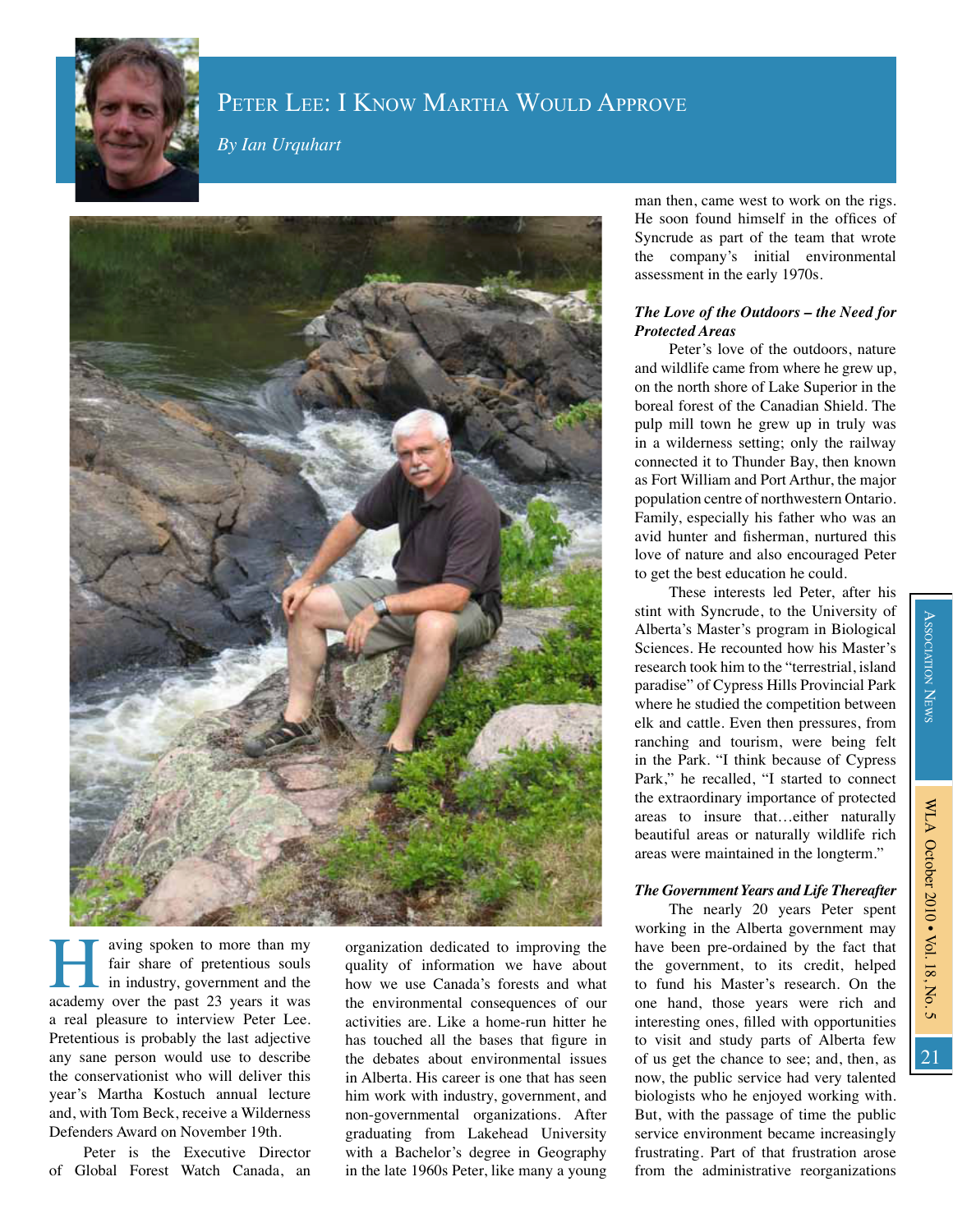# Peter Lee: I Know Martha Would Approve

*By Ian Urquhart*

Having spoken to more than my fair share of pretentious souls in industry, government and the academy over the past 23 years it was a real pleasure to interview Peter Lee. Pretentious is probably the last adjective any sane person would use to describe the conservationist who will deliver this year's Martha Kostuch annual lecture and, with Tom Beck, receive a Wilderness Defenders Award on November 19th.

Peter is the Executive Director of Global Forest Watch Canada, an organization dedicated to improving the quality of information we have about how we use Canada's forests and what the environmental consequences of our activities are. Like a home-run hitter he has touched all the bases that figure in the debates about environmental issues in Alberta. His career is one that has seen him work with industry, government, and non-governmental organizations. After graduating from Lakehead University with a Bachelor's degree in Geography in the late 1960s Peter, like many a young man then, came west to work on the rigs. He soon found himself in the offices of Syncrude as part of the team that wrote the company's initial environmental assessment in the early 1970s.

### *The Love of the Outdoors – the Need for Protected Areas*

Peter's love of the outdoors, nature and wildlife came from where he grew up, on the north shore of Lake Superior in the boreal forest of the Canadian Shield. The pulp mill town he grew up in truly was in a wilderness setting; only the railway connected it to Thunder Bay, then known as Fort William and Port Arthur, the major population centre of northwestern Ontario. Family, especially his father who was an avid hunter and fisherman, nurtured this love of nature and also encouraged Peter to get the best education he could.

These interests led Peter, after his stint with Syncrude, to the University of Alberta's Master's program in Biological Sciences. He recounted how his Master's research took him to the "terrestrial, island paradise" of Cypress Hills Provincial Park where he studied the competition between elk and cattle. Even then pressures, from ranching and tourism, were being felt in the Park. "I think because of Cypress Park," he recalled, "I started to connect the extraordinary importance of protected areas to insure that…either naturally beautiful areas or naturally wildlife rich areas were maintained in the longterm."

### *The Government Years and Life Thereafter*

The nearly 20 years Peter spent working in the Alberta government may have been pre-ordained by the fact that the government, to its credit, helped to fund his Master's research. On the one hand, those years were rich and interesting ones, filled with opportunities to visit and study parts of Alberta few of us get the chance to see; and, then, as now, the public service had very talented biologists who he enjoyed working with. But, with the passage of time the public service environment became increasingly frustrating. Part of that frustration arose from the administrative reorganizations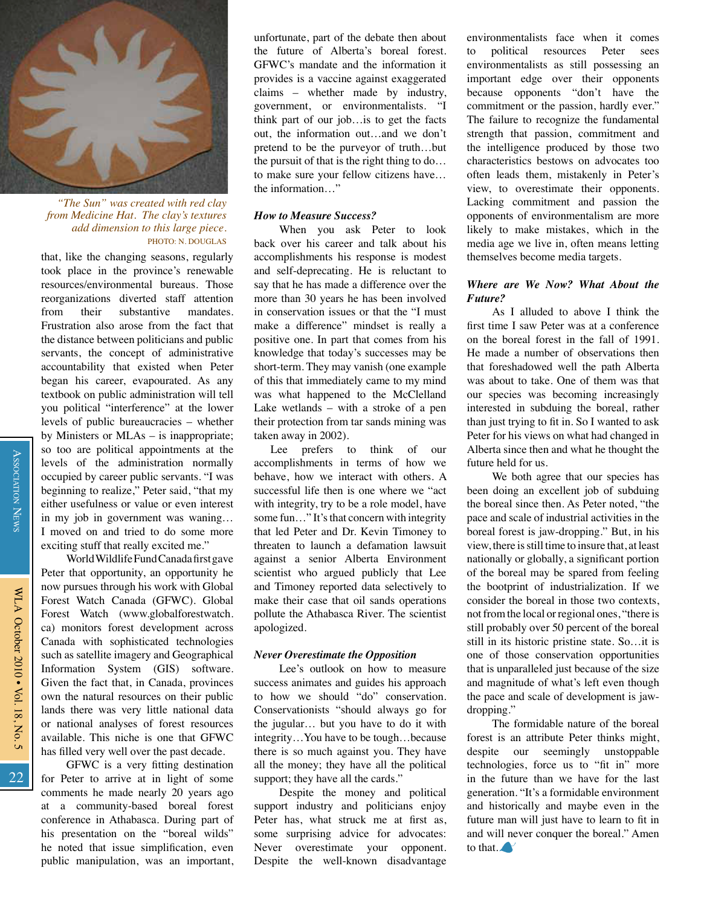*"The Sun" was created with red clay from Medicine Hat. The clay's textures add dimension to this large piece.*
PHOTO: N. DOUGLAS

that, like the changing seasons, regularly took place in the province's renewable resources/environmental bureaus. Those reorganizations diverted staff attention from their substantive mandates. Frustration also arose from the fact that the distance between politicians and public servants, the concept of administrative accountability that existed when Peter began his career, evapourated. As any textbook on public administration will tell you political "interference" at the lower levels of public bureaucracies – whether by Ministers or MLAs – is inappropriate; so too are political appointments at the levels of the administration normally occupied by career public servants. "I was beginning to realize," Peter said, "that my either usefulness or value or even interest in my job in government was waning… I moved on and tried to do some more exciting stuff that really excited me."

World Wildlife Fund Canada first gave Peter that opportunity, an opportunity he now pursues through his work with Global Forest Watch Canada (GFWC). Global Forest Watch (www.globalforestwatch.ca) monitors forest development across Canada with sophisticated technologies such as satellite imagery and Geographical Information System (GIS) software. Given the fact that, in Canada, provinces own the natural resources on their public lands there was very little national data or national analyses of forest resources available. This niche is one that GFWC has filled very well over the past decade.

GFWC is a very fitting destination for Peter to arrive at in light of some comments he made nearly 20 years ago at a community-based boreal forest conference in Athabasca. During part of his presentation on the "boreal wilds" he noted that issue simplification, even public manipulation, was an important, unfortunate, part of the debate then about the future of Alberta's boreal forest. GFWC's mandate and the information it provides is a vaccine against exaggerated claims – whether made by industry, government, or environmentalists. "I think part of our job…is to get the facts out, the information out…and we don't pretend to be the purveyor of truth…but the pursuit of that is the right thing to do… to make sure your fellow citizens have… the information…"

### *How to Measure Success?*

When you ask Peter to look back over his career and talk about his accomplishments his response is modest and self-deprecating. He is reluctant to say that he has made a difference over the more than 30 years he has been involved in conservation issues or that the "I must make a difference" mindset is really a positive one. In part that comes from his knowledge that today's successes may be short-term. They may vanish (one example of this that immediately came to my mind was what happened to the McClelland Lake wetlands – with a stroke of a pen their protection from tar sands mining was taken away in 2002).

Lee prefers to think of our accomplishments in terms of how we behave, how we interact with others. A successful life then is one where we "act with integrity, try to be a role model, have some fun…" It's that concern with integrity that led Peter and Dr. Kevin Timoney to threaten to launch a defamation lawsuit against a senior Alberta Environment scientist who argued publicly that Lee and Timoney reported data selectively to make their case that oil sands operations pollute the Athabasca River. The scientist apologized.

### *Never Overestimate the Opposition*

Lee's outlook on how to measure success animates and guides his approach to how we should "do" conservation. Conservationists "should always go for the jugular… but you have to do it with integrity…You have to be tough…because there is so much against you. They have all the money; they have all the political support; they have all the cards."

Despite the money and political support industry and politicians enjoy Peter has, what struck me at first as, some surprising advice for advocates: Never overestimate your opponent. Despite the well-known disadvantage environmentalists face when it comes to political resources Peter sees environmentalists as still possessing an important edge over their opponents because opponents "don't have the commitment or the passion, hardly ever." The failure to recognize the fundamental strength that passion, commitment and the intelligence produced by those two characteristics bestows on advocates too often leads them, mistakenly in Peter's view, to overestimate their opponents. Lacking commitment and passion the opponents of environmentalism are more likely to make mistakes, which in the media age we live in, often means letting themselves become media targets.

### *Where are We Now? What About the Future?*

As I alluded to above I think the first time I saw Peter was at a conference on the boreal forest in the fall of 1991. He made a number of observations then that foreshadowed well the path Alberta was about to take. One of them was that our species was becoming increasingly interested in subduing the boreal, rather than just trying to fit in. So I wanted to ask Peter for his views on what had changed in Alberta since then and what he thought the future held for us.

We both agree that our species has been doing an excellent job of subduing the boreal since then. As Peter noted, "the pace and scale of industrial activities in the boreal forest is jaw-dropping." But, in his view, there is still time to insure that, at least nationally or globally, a significant portion of the boreal may be spared from feeling the bootprint of industrialization. If we consider the boreal in those two contexts, not from the local or regional ones, "there is still probably over 50 percent of the boreal still in its historic pristine state. So…it is one of those conservation opportunities that is unparalleled just because of the size and magnitude of what's left even though the pace and scale of development is jaw-dropping."

The formidable nature of the boreal forest is an attribute Peter thinks might, despite our seemingly unstoppable technologies, force us to "fit in" more in the future than we have for the last generation. "It's a formidable environment and historically and maybe even in the future man will just have to learn to fit in and will never conquer the boreal." Amen to that.